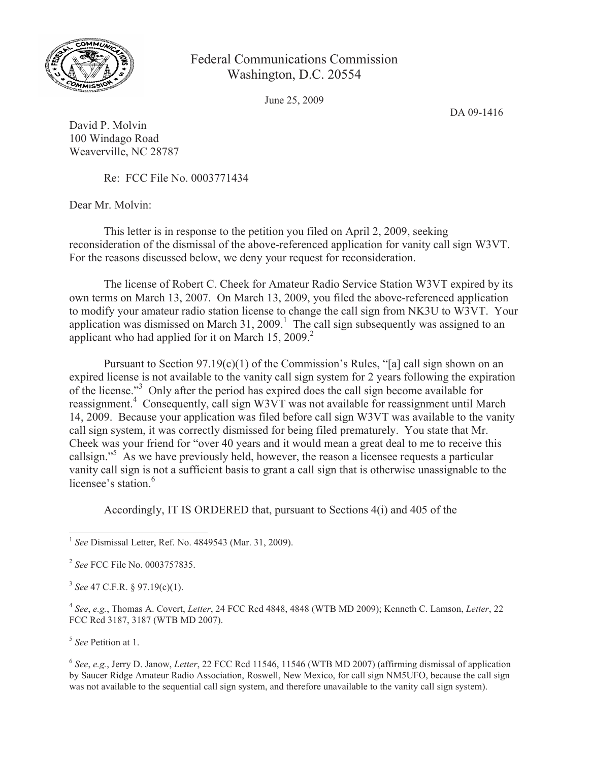Federal Communications Commission
Washington, D.C. 20554

June 25, 2009

DA 09-1416

David P. Molvin
100 Windago Road
Weaverville, NC 28787

Re: FCC File No. 0003771434

Dear Mr. Molvin:

This letter is in response to the petition you filed on April 2, 2009, seeking reconsideration of the dismissal of the above-referenced application for vanity call sign W3VT. For the reasons discussed below, we deny your request for reconsideration.

The license of Robert C. Cheek for Amateur Radio Service Station W3VT expired by its own terms on March 13, 2007. On March 13, 2009, you filed the above-referenced application to modify your amateur radio station license to change the call sign from NK3U to W3VT. Your application was dismissed on March 31, 2009.[1] The call sign subsequently was assigned to an applicant who had applied for it on March 15, 2009.[2]

Pursuant to Section 97.19(c)(1) of the Commission's Rules, "[a] call sign shown on an expired license is not available to the vanity call sign system for 2 years following the expiration of the license."[3] Only after the period has expired does the call sign become available for reassignment.[4] Consequently, call sign W3VT was not available for reassignment until March 14, 2009. Because your application was filed before call sign W3VT was available to the vanity call sign system, it was correctly dismissed for being filed prematurely. You state that Mr. Cheek was your friend for "over 40 years and it would mean a great deal to me to receive this callsign."[5] As we have previously held, however, the reason a licensee requests a particular vanity call sign is not a sufficient basis to grant a call sign that is otherwise unassignable to the licensee's station.[6]

Accordingly, IT IS ORDERED that, pursuant to Sections 4(i) and 405 of the

---

[1] *See* Dismissal Letter, Ref. No. 4849543 (Mar. 31, 2009).

[2] *See* FCC File No. 0003757835.

[3] *See* 47 C.F.R. § 97.19(c)(1).

[4] *See*, *e.g.*, Thomas A. Covert, *Letter*, 24 FCC Rcd 4848, 4848 (WTB MD 2009); Kenneth C. Lamson, *Letter*, 22 FCC Rcd 3187, 3187 (WTB MD 2007).

[5] *See* Petition at 1.

[6] *See*, *e.g.*, Jerry D. Janow, *Letter*, 22 FCC Rcd 11546, 11546 (WTB MD 2007) (affirming dismissal of application by Saucer Ridge Amateur Radio Association, Roswell, New Mexico, for call sign NM5UFO, because the call sign was not available to the sequential call sign system, and therefore unavailable to the vanity call sign system).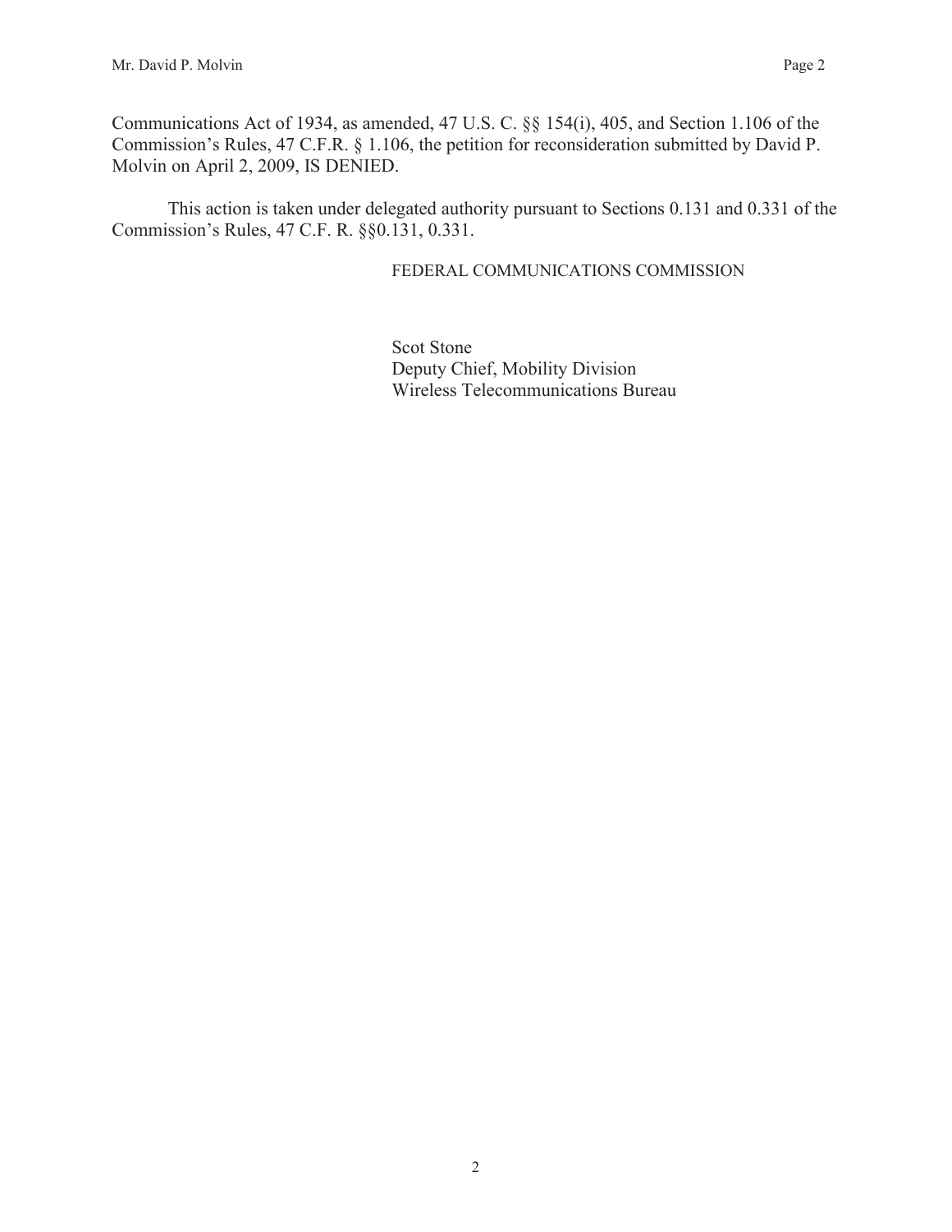Communications Act of 1934, as amended, 47 U.S. C. §§ 154(i), 405, and Section 1.106 of the Commission's Rules, 47 C.F.R. § 1.106, the petition for reconsideration submitted by David P. Molvin on April 2, 2009, IS DENIED.

This action is taken under delegated authority pursuant to Sections 0.131 and 0.331 of the Commission's Rules, 47 C.F. R. §§0.131, 0.331.

FEDERAL COMMUNICATIONS COMMISSION

Scot Stone
Deputy Chief, Mobility Division
Wireless Telecommunications Bureau